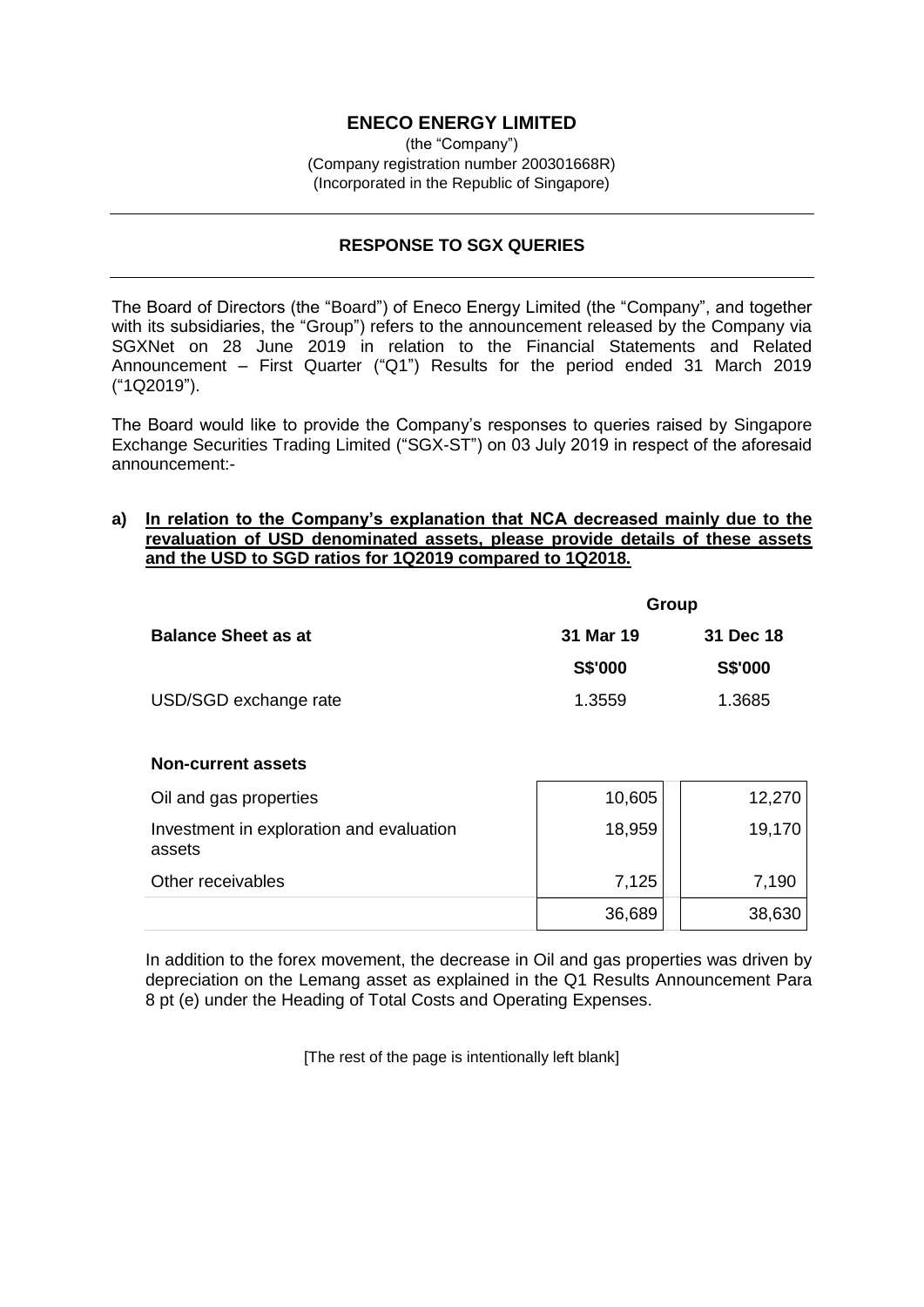# ENECO ENERGY LIMITED

(the "Company")
(Company registration number 200301668R)
(Incorporated in the Republic of Singapore)

---

## RESPONSE TO SGX QUERIES

---

The Board of Directors (the "Board") of Eneco Energy Limited (the "Company", and together with its subsidiaries, the "Group") refers to the announcement released by the Company via SGXNet on 28 June 2019 in relation to the Financial Statements and Related Announcement – First Quarter ("Q1") Results for the period ended 31 March 2019 ("1Q2019").

The Board would like to provide the Company's responses to queries raised by Singapore Exchange Securities Trading Limited ("SGX-ST") on 03 July 2019 in respect of the aforesaid announcement:-

**a) <u>In relation to the Company's explanation that NCA decreased mainly due to the revaluation of USD denominated assets, please provide details of these assets and the USD to SGD ratios for 1Q2019 compared to 1Q2018.</u>**

| | Group | |
|---|---|---|
| **Balance Sheet as at** | **31 Mar 19** | **31 Dec 18** |
| | **S$'000** | **S$'000** |
| USD/SGD exchange rate | 1.3559 | 1.3685 |
| | | |
| **Non-current assets** | | |
| Oil and gas properties | 10,605 | 12,270 |
| Investment in exploration and evaluation assets | 18,959 | 19,170 |
| Other receivables | 7,125 | 7,190 |
| | 36,689 | 38,630 |

In addition to the forex movement, the decrease in Oil and gas properties was driven by depreciation on the Lemang asset as explained in the Q1 Results Announcement Para 8 pt (e) under the Heading of Total Costs and Operating Expenses.

[The rest of the page is intentionally left blank]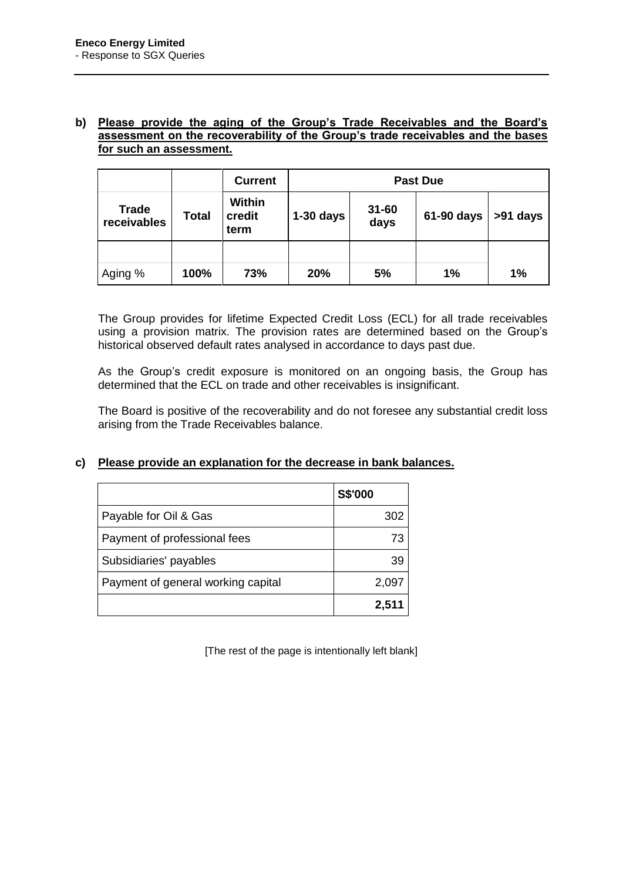**b) Please provide the aging of the Group's Trade Receivables and the Board's assessment on the recoverability of the Group's trade receivables and the bases for such an assessment.**

| | | Current | Past Due | | | |
|---|---|---|---|---|---|---|
| **Trade receivables** | **Total** | **Within credit term** | **1-30 days** | **31-60 days** | **61-90 days** | **>91 days** |
| | | | | | | |
| Aging % | **100%** | **73%** | **20%** | **5%** | **1%** | **1%** |

The Group provides for lifetime Expected Credit Loss (ECL) for all trade receivables using a provision matrix. The provision rates are determined based on the Group's historical observed default rates analysed in accordance to days past due.

As the Group's credit exposure is monitored on an ongoing basis, the Group has determined that the ECL on trade and other receivables is insignificant.

The Board is positive of the recoverability and do not foresee any substantial credit loss arising from the Trade Receivables balance.

**c) Please provide an explanation for the decrease in bank balances.**

| | S$'000 |
|---|---|
| Payable for Oil & Gas | 302 |
| Payment of professional fees | 73 |
| Subsidiaries' payables | 39 |
| Payment of general working capital | 2,097 |
| | **2,511** |

[The rest of the page is intentionally left blank]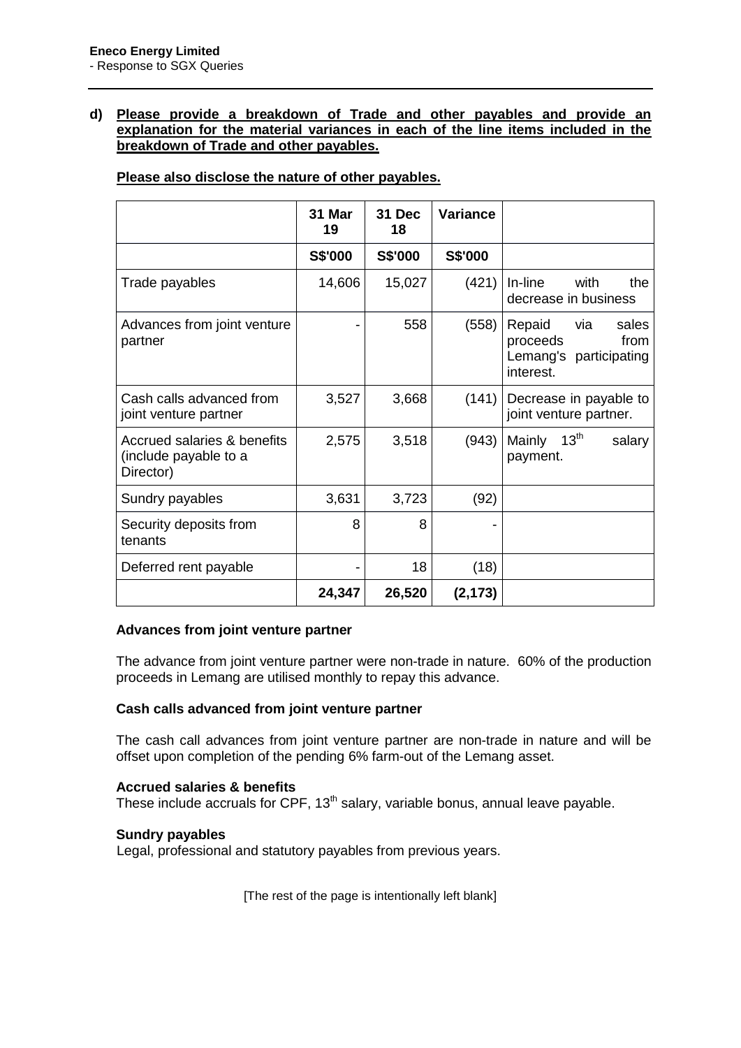**d) Please provide a breakdown of Trade and other payables and provide an explanation for the material variances in each of the line items included in the breakdown of Trade and other payables.**

**Please also disclose the nature of other payables.**

| | 31 Mar 19 | 31 Dec 18 | Variance | |
|---|---|---|---|---|
| | S$'000 | S$'000 | S$'000 | |
| Trade payables | 14,606 | 15,027 | (421) | In-line with the decrease in business |
| Advances from joint venture partner | - | 558 | (558) | Repaid via sales proceeds from Lemang's participating interest. |
| Cash calls advanced from joint venture partner | 3,527 | 3,668 | (141) | Decrease in payable to joint venture partner. |
| Accrued salaries & benefits (include payable to a Director) | 2,575 | 3,518 | (943) | Mainly 13th salary payment. |
| Sundry payables | 3,631 | 3,723 | (92) | |
| Security deposits from tenants | 8 | 8 | - | |
| Deferred rent payable | - | 18 | (18) | |
| | **24,347** | **26,520** | **(2,173)** | |

**Advances from joint venture partner**

The advance from joint venture partner were non-trade in nature. 60% of the production proceeds in Lemang are utilised monthly to repay this advance.

**Cash calls advanced from joint venture partner**

The cash call advances from joint venture partner are non-trade in nature and will be offset upon completion of the pending 6% farm-out of the Lemang asset.

**Accrued salaries & benefits**

These include accruals for CPF, 13th salary, variable bonus, annual leave payable.

**Sundry payables**

Legal, professional and statutory payables from previous years.

[The rest of the page is intentionally left blank]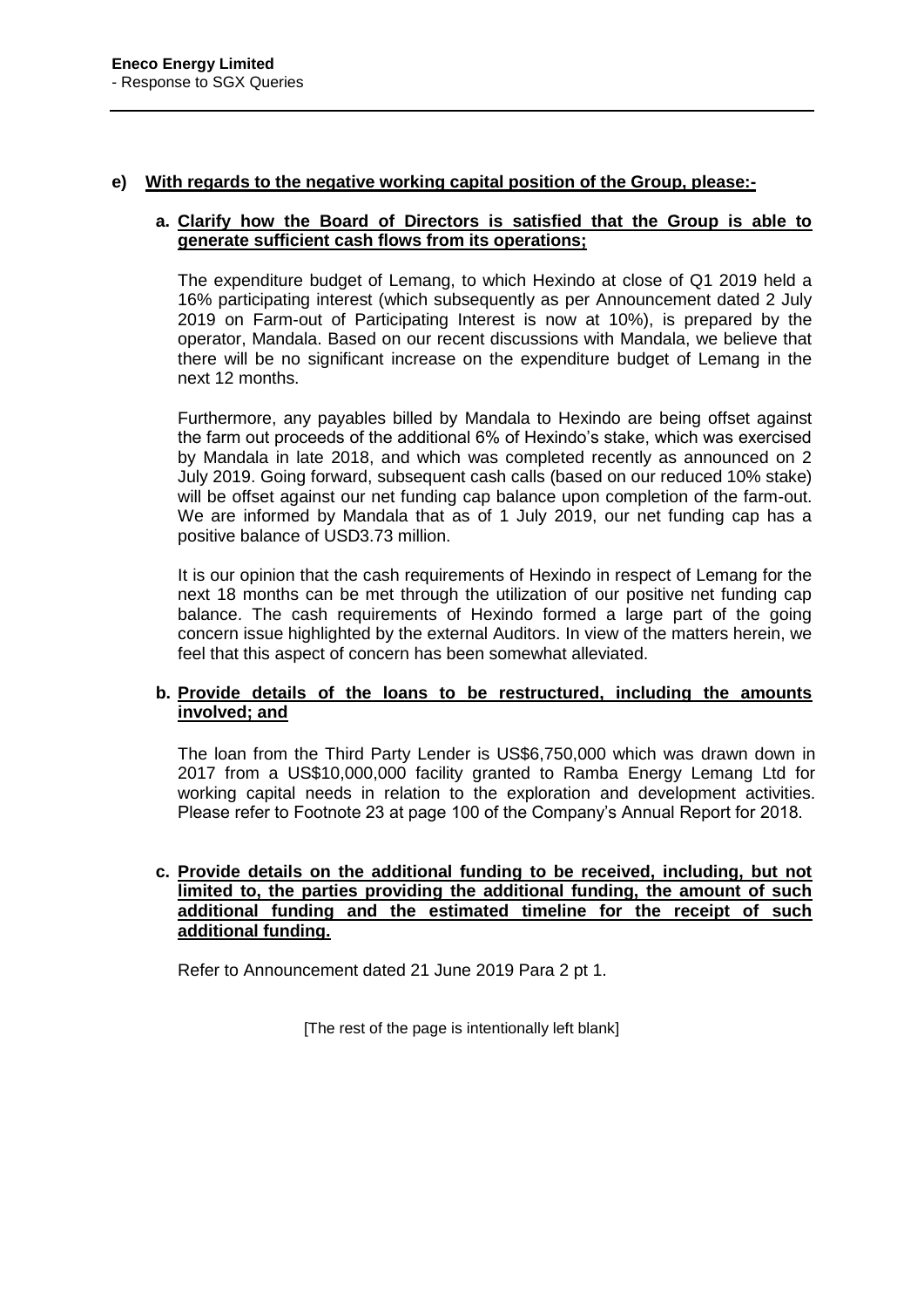**e) With regards to the negative working capital position of the Group, please:-**

**a. Clarify how the Board of Directors is satisfied that the Group is able to generate sufficient cash flows from its operations;**

The expenditure budget of Lemang, to which Hexindo at close of Q1 2019 held a 16% participating interest (which subsequently as per Announcement dated 2 July 2019 on Farm-out of Participating Interest is now at 10%), is prepared by the operator, Mandala. Based on our recent discussions with Mandala, we believe that there will be no significant increase on the expenditure budget of Lemang in the next 12 months.

Furthermore, any payables billed by Mandala to Hexindo are being offset against the farm out proceeds of the additional 6% of Hexindo's stake, which was exercised by Mandala in late 2018, and which was completed recently as announced on 2 July 2019. Going forward, subsequent cash calls (based on our reduced 10% stake) will be offset against our net funding cap balance upon completion of the farm-out. We are informed by Mandala that as of 1 July 2019, our net funding cap has a positive balance of USD3.73 million.

It is our opinion that the cash requirements of Hexindo in respect of Lemang for the next 18 months can be met through the utilization of our positive net funding cap balance. The cash requirements of Hexindo formed a large part of the going concern issue highlighted by the external Auditors. In view of the matters herein, we feel that this aspect of concern has been somewhat alleviated.

**b. Provide details of the loans to be restructured, including the amounts involved; and**

The loan from the Third Party Lender is US$6,750,000 which was drawn down in 2017 from a US$10,000,000 facility granted to Ramba Energy Lemang Ltd for working capital needs in relation to the exploration and development activities. Please refer to Footnote 23 at page 100 of the Company's Annual Report for 2018.

**c. Provide details on the additional funding to be received, including, but not limited to, the parties providing the additional funding, the amount of such additional funding and the estimated timeline for the receipt of such additional funding.**

Refer to Announcement dated 21 June 2019 Para 2 pt 1.

[The rest of the page is intentionally left blank]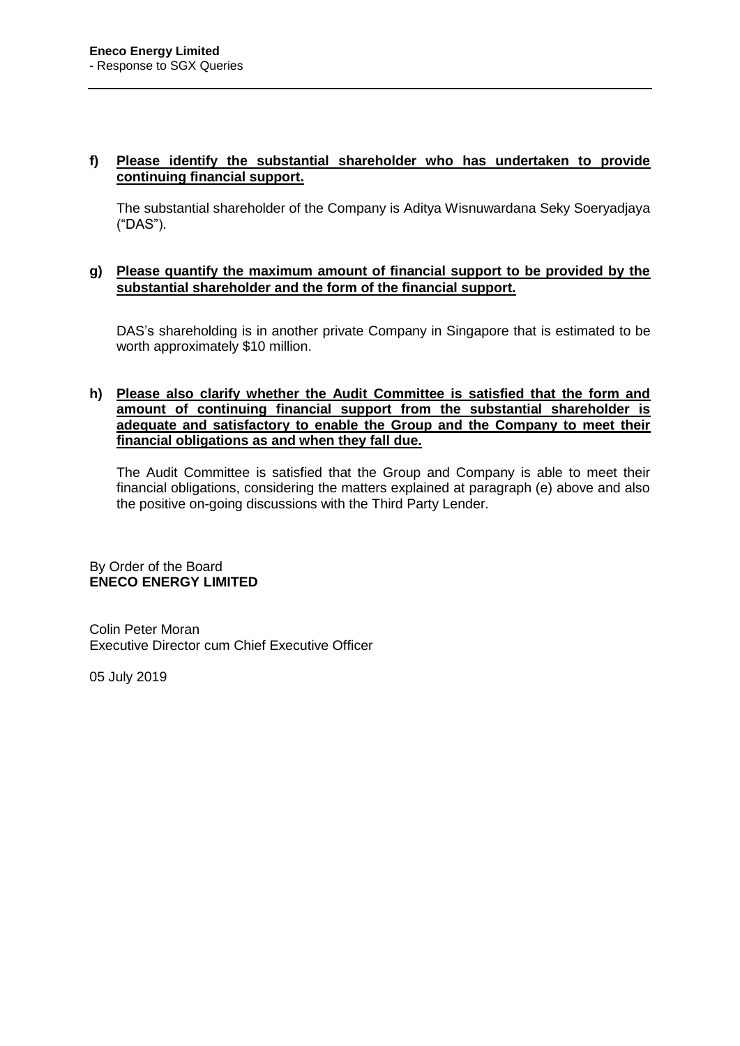**f) Please identify the substantial shareholder who has undertaken to provide continuing financial support.**

The substantial shareholder of the Company is Aditya Wisnuwardana Seky Soeryadjaya ("DAS").

**g) Please quantify the maximum amount of financial support to be provided by the substantial shareholder and the form of the financial support.**

DAS's shareholding is in another private Company in Singapore that is estimated to be worth approximately $10 million.

**h) Please also clarify whether the Audit Committee is satisfied that the form and amount of continuing financial support from the substantial shareholder is adequate and satisfactory to enable the Group and the Company to meet their financial obligations as and when they fall due.**

The Audit Committee is satisfied that the Group and Company is able to meet their financial obligations, considering the matters explained at paragraph (e) above and also the positive on-going discussions with the Third Party Lender.

By Order of the Board
**ENECO ENERGY LIMITED**

Colin Peter Moran
Executive Director cum Chief Executive Officer

05 July 2019